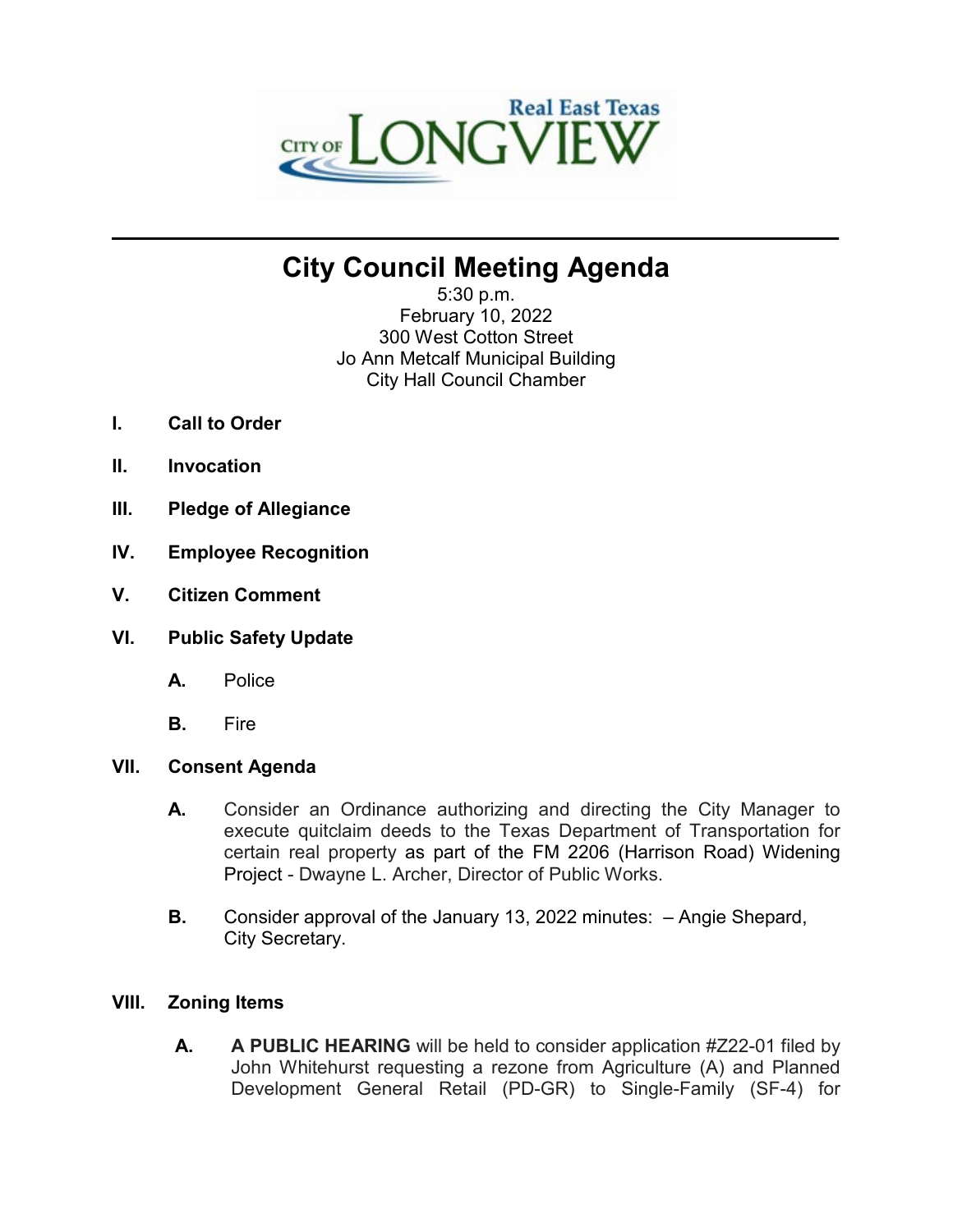Real East Texas

CITY OF LONGVIEW

# City Council Meeting Agenda

5:30 p.m.
February 10, 2022
300 West Cotton Street
Jo Ann Metcalf Municipal Building
City Hall Council Chamber

**I. Call to Order**

**II. Invocation**

**III. Pledge of Allegiance**

**IV. Employee Recognition**

**V. Citizen Comment**

**VI. Public Safety Update**

**A.** Police

**B.** Fire

**VII. Consent Agenda**

**A.** Consider an Ordinance authorizing and directing the City Manager to execute quitclaim deeds to the Texas Department of Transportation for certain real property as part of the FM 2206 (Harrison Road) Widening Project - Dwayne L. Archer, Director of Public Works.

**B.** Consider approval of the January 13, 2022 minutes: – Angie Shepard, City Secretary.

**VIII. Zoning Items**

**A.** **A PUBLIC HEARING** will be held to consider application #Z22-01 filed by John Whitehurst requesting a rezone from Agriculture (A) and Planned Development General Retail (PD-GR) to Single-Family (SF-4) for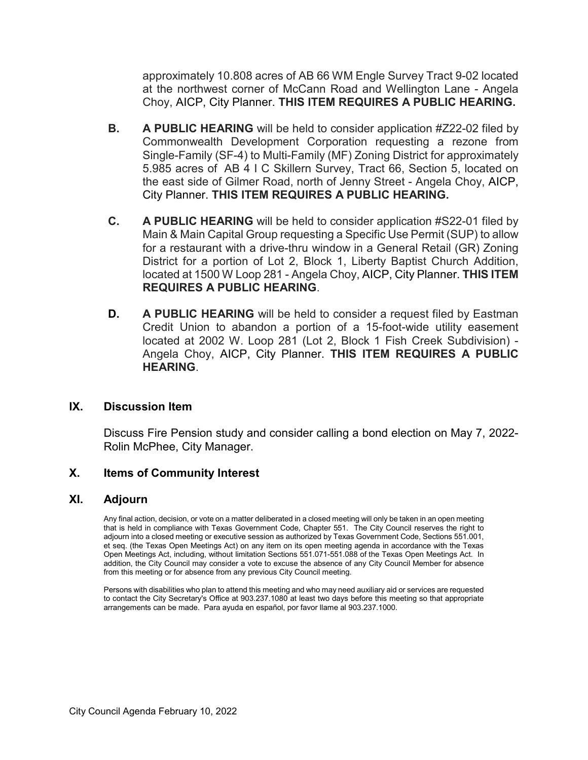approximately 10.808 acres of AB 66 WM Engle Survey Tract 9-02 located at the northwest corner of McCann Road and Wellington Lane - Angela Choy, AICP, City Planner. **THIS ITEM REQUIRES A PUBLIC HEARING.**

**B.** **A PUBLIC HEARING** will be held to consider application #Z22-02 filed by Commonwealth Development Corporation requesting a rezone from Single-Family (SF-4) to Multi-Family (MF) Zoning District for approximately 5.985 acres of AB 4 I C Skillern Survey, Tract 66, Section 5, located on the east side of Gilmer Road, north of Jenny Street - Angela Choy, AICP, City Planner. **THIS ITEM REQUIRES A PUBLIC HEARING.**

**C.** **A PUBLIC HEARING** will be held to consider application #S22-01 filed by Main & Main Capital Group requesting a Specific Use Permit (SUP) to allow for a restaurant with a drive-thru window in a General Retail (GR) Zoning District for a portion of Lot 2, Block 1, Liberty Baptist Church Addition, located at 1500 W Loop 281 - Angela Choy, AICP, City Planner. **THIS ITEM REQUIRES A PUBLIC HEARING**.

**D.** **A PUBLIC HEARING** will be held to consider a request filed by Eastman Credit Union to abandon a portion of a 15-foot-wide utility easement located at 2002 W. Loop 281 (Lot 2, Block 1 Fish Creek Subdivision) - Angela Choy, AICP, City Planner. **THIS ITEM REQUIRES A PUBLIC HEARING**.

## IX. Discussion Item

Discuss Fire Pension study and consider calling a bond election on May 7, 2022-Rolin McPhee, City Manager.

## X. Items of Community Interest

## XI. Adjourn

Any final action, decision, or vote on a matter deliberated in a closed meeting will only be taken in an open meeting that is held in compliance with Texas Government Code, Chapter 551. The City Council reserves the right to adjourn into a closed meeting or executive session as authorized by Texas Government Code, Sections 551.001, et seq. (the Texas Open Meetings Act) on any item on its open meeting agenda in accordance with the Texas Open Meetings Act, including, without limitation Sections 551.071-551.088 of the Texas Open Meetings Act. In addition, the City Council may consider a vote to excuse the absence of any City Council Member for absence from this meeting or for absence from any previous City Council meeting.

Persons with disabilities who plan to attend this meeting and who may need auxiliary aid or services are requested to contact the City Secretary's Office at 903.237.1080 at least two days before this meeting so that appropriate arrangements can be made. Para ayuda en español, por favor llame al 903.237.1000.